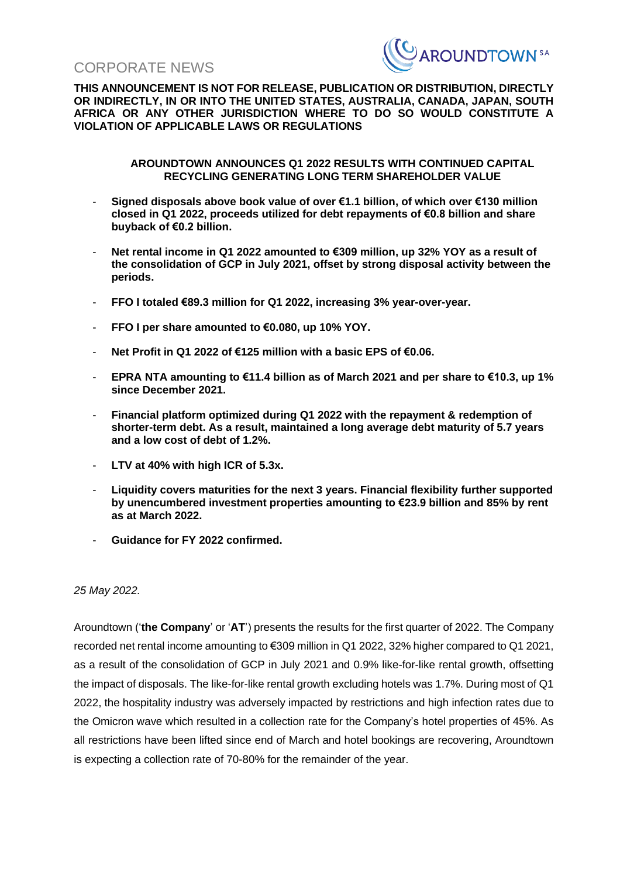CORPORATE NEWS

**THIS ANNOUNCEMENT IS NOT FOR RELEASE, PUBLICATION OR DISTRIBUTION, DIRECTLY OR INDIRECTLY, IN OR INTO THE UNITED STATES, AUSTRALIA, CANADA, JAPAN, SOUTH AFRICA OR ANY OTHER JURISDICTION WHERE TO DO SO WOULD CONSTITUTE A VIOLATION OF APPLICABLE LAWS OR REGULATIONS**

**AROUNDTOWN ANNOUNCES Q1 2022 RESULTS WITH CONTINUED CAPITAL RECYCLING GENERATING LONG TERM SHAREHOLDER VALUE**

- **Signed disposals above book value of over €1.1 billion, of which over €130 million closed in Q1 2022, proceeds utilized for debt repayments of €0.8 billion and share buyback of €0.2 billion.**
- **Net rental income in Q1 2022 amounted to €309 million, up 32% YOY as a result of the consolidation of GCP in July 2021, offset by strong disposal activity between the periods.**
- **FFO I totaled €89.3 million for Q1 2022, increasing 3% year-over-year.**
- **FFO I per share amounted to €0.080, up 10% YOY.**
- **Net Profit in Q1 2022 of €125 million with a basic EPS of €0.06.**
- **EPRA NTA amounting to €11.4 billion as of March 2021 and per share to €10.3, up 1% since December 2021.**
- **Financial platform optimized during Q1 2022 with the repayment & redemption of shorter-term debt. As a result, maintained a long average debt maturity of 5.7 years and a low cost of debt of 1.2%.**
- **LTV at 40% with high ICR of 5.3x.**
- **Liquidity covers maturities for the next 3 years. Financial flexibility further supported by unencumbered investment properties amounting to €23.9 billion and 85% by rent as at March 2022.**
- **Guidance for FY 2022 confirmed.**

*25 May 2022.*

Aroundtown ('**the Company**' or '**AT**') presents the results for the first quarter of 2022. The Company recorded net rental income amounting to €309 million in Q1 2022, 32% higher compared to Q1 2021, as a result of the consolidation of GCP in July 2021 and 0.9% like-for-like rental growth, offsetting the impact of disposals. The like-for-like rental growth excluding hotels was 1.7%. During most of Q1 2022, the hospitality industry was adversely impacted by restrictions and high infection rates due to the Omicron wave which resulted in a collection rate for the Company's hotel properties of 45%. As all restrictions have been lifted since end of March and hotel bookings are recovering, Aroundtown is expecting a collection rate of 70-80% for the remainder of the year.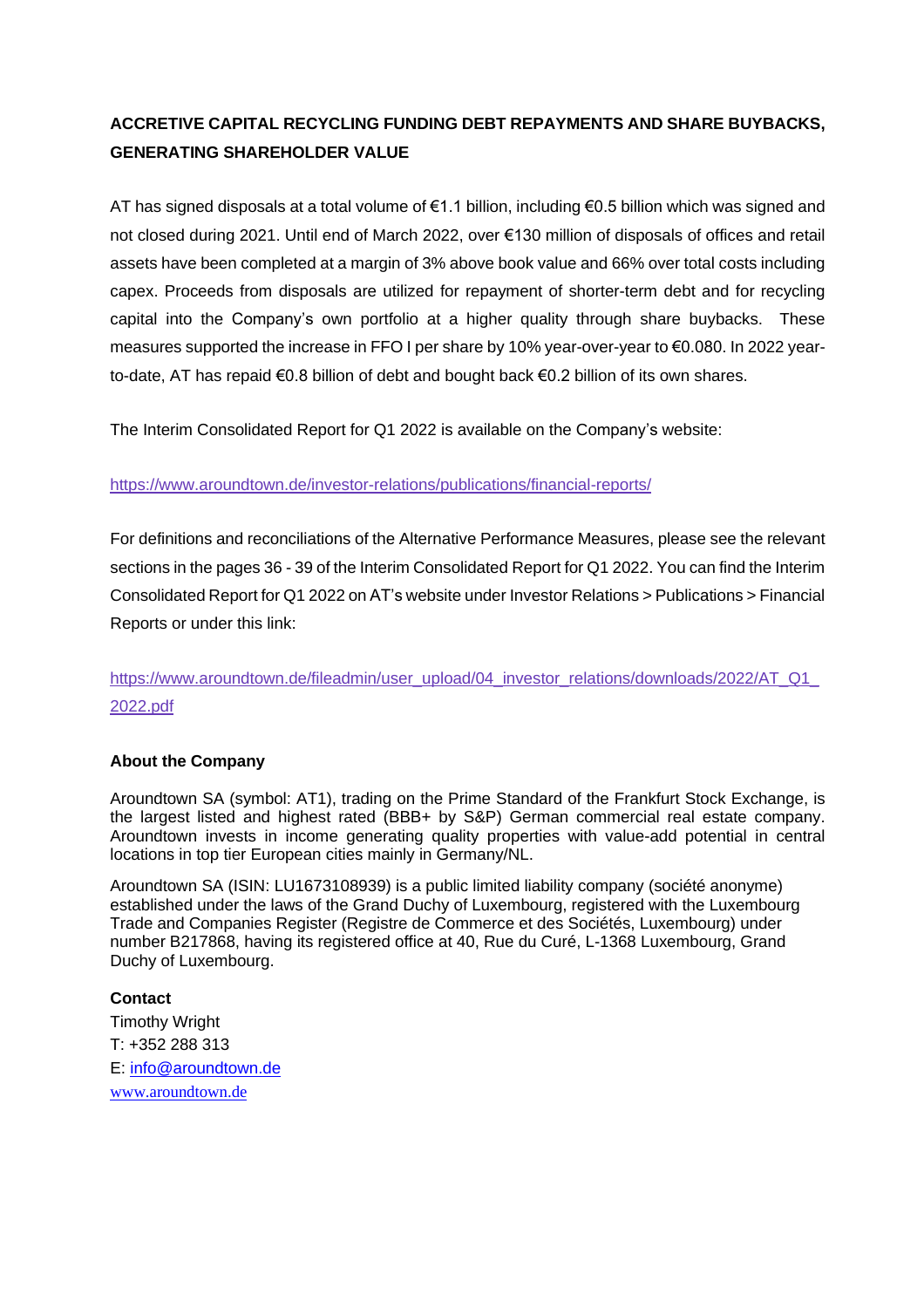**ACCRETIVE CAPITAL RECYCLING FUNDING DEBT REPAYMENTS AND SHARE BUYBACKS, GENERATING SHAREHOLDER VALUE**

AT has signed disposals at a total volume of €1.1 billion, including €0.5 billion which was signed and not closed during 2021. Until end of March 2022, over €130 million of disposals of offices and retail assets have been completed at a margin of 3% above book value and 66% over total costs including capex. Proceeds from disposals are utilized for repayment of shorter-term debt and for recycling capital into the Company's own portfolio at a higher quality through share buybacks. These measures supported the increase in FFO I per share by 10% year-over-year to €0.080. In 2022 year-to-date, AT has repaid €0.8 billion of debt and bought back €0.2 billion of its own shares.

The Interim Consolidated Report for Q1 2022 is available on the Company's website:

https://www.aroundtown.de/investor-relations/publications/financial-reports/

For definitions and reconciliations of the Alternative Performance Measures, please see the relevant sections in the pages 36 - 39 of the Interim Consolidated Report for Q1 2022. You can find the Interim Consolidated Report for Q1 2022 on AT's website under Investor Relations > Publications > Financial Reports or under this link:

https://www.aroundtown.de/fileadmin/user_upload/04_investor_relations/downloads/2022/AT_Q1_2022.pdf

**About the Company**

Aroundtown SA (symbol: AT1), trading on the Prime Standard of the Frankfurt Stock Exchange, is the largest listed and highest rated (BBB+ by S&P) German commercial real estate company. Aroundtown invests in income generating quality properties with value-add potential in central locations in top tier European cities mainly in Germany/NL.

Aroundtown SA (ISIN: LU1673108939) is a public limited liability company (société anonyme) established under the laws of the Grand Duchy of Luxembourg, registered with the Luxembourg Trade and Companies Register (Registre de Commerce et des Sociétés, Luxembourg) under number B217868, having its registered office at 40, Rue du Curé, L-1368 Luxembourg, Grand Duchy of Luxembourg.

**Contact**

Timothy Wright
T: +352 288 313
E: info@aroundtown.de
www.aroundtown.de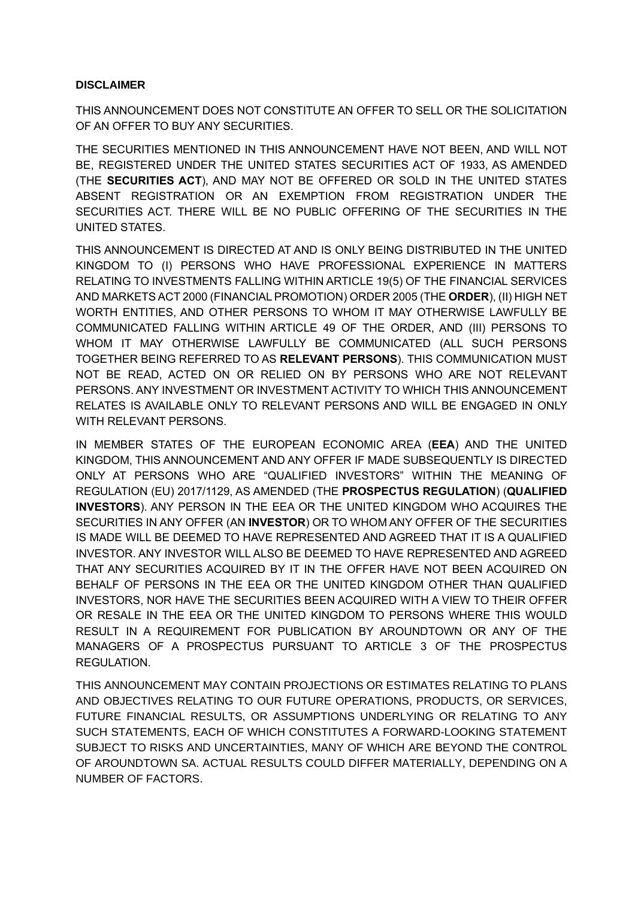**DISCLAIMER**

THIS ANNOUNCEMENT DOES NOT CONSTITUTE AN OFFER TO SELL OR THE SOLICITATION OF AN OFFER TO BUY ANY SECURITIES.

THE SECURITIES MENTIONED IN THIS ANNOUNCEMENT HAVE NOT BEEN, AND WILL NOT BE, REGISTERED UNDER THE UNITED STATES SECURITIES ACT OF 1933, AS AMENDED (THE **SECURITIES ACT**), AND MAY NOT BE OFFERED OR SOLD IN THE UNITED STATES ABSENT REGISTRATION OR AN EXEMPTION FROM REGISTRATION UNDER THE SECURITIES ACT. THERE WILL BE NO PUBLIC OFFERING OF THE SECURITIES IN THE UNITED STATES.

THIS ANNOUNCEMENT IS DIRECTED AT AND IS ONLY BEING DISTRIBUTED IN THE UNITED KINGDOM TO (I) PERSONS WHO HAVE PROFESSIONAL EXPERIENCE IN MATTERS RELATING TO INVESTMENTS FALLING WITHIN ARTICLE 19(5) OF THE FINANCIAL SERVICES AND MARKETS ACT 2000 (FINANCIAL PROMOTION) ORDER 2005 (THE **ORDER**), (II) HIGH NET WORTH ENTITIES, AND OTHER PERSONS TO WHOM IT MAY OTHERWISE LAWFULLY BE COMMUNICATED FALLING WITHIN ARTICLE 49 OF THE ORDER, AND (III) PERSONS TO WHOM IT MAY OTHERWISE LAWFULLY BE COMMUNICATED (ALL SUCH PERSONS TOGETHER BEING REFERRED TO AS **RELEVANT PERSONS**). THIS COMMUNICATION MUST NOT BE READ, ACTED ON OR RELIED ON BY PERSONS WHO ARE NOT RELEVANT PERSONS. ANY INVESTMENT OR INVESTMENT ACTIVITY TO WHICH THIS ANNOUNCEMENT RELATES IS AVAILABLE ONLY TO RELEVANT PERSONS AND WILL BE ENGAGED IN ONLY WITH RELEVANT PERSONS.

IN MEMBER STATES OF THE EUROPEAN ECONOMIC AREA (**EEA**) AND THE UNITED KINGDOM, THIS ANNOUNCEMENT AND ANY OFFER IF MADE SUBSEQUENTLY IS DIRECTED ONLY AT PERSONS WHO ARE "QUALIFIED INVESTORS" WITHIN THE MEANING OF REGULATION (EU) 2017/1129, AS AMENDED (THE **PROSPECTUS REGULATION**) (**QUALIFIED INVESTORS**). ANY PERSON IN THE EEA OR THE UNITED KINGDOM WHO ACQUIRES THE SECURITIES IN ANY OFFER (AN **INVESTOR**) OR TO WHOM ANY OFFER OF THE SECURITIES IS MADE WILL BE DEEMED TO HAVE REPRESENTED AND AGREED THAT IT IS A QUALIFIED INVESTOR. ANY INVESTOR WILL ALSO BE DEEMED TO HAVE REPRESENTED AND AGREED THAT ANY SECURITIES ACQUIRED BY IT IN THE OFFER HAVE NOT BEEN ACQUIRED ON BEHALF OF PERSONS IN THE EEA OR THE UNITED KINGDOM OTHER THAN QUALIFIED INVESTORS, NOR HAVE THE SECURITIES BEEN ACQUIRED WITH A VIEW TO THEIR OFFER OR RESALE IN THE EEA OR THE UNITED KINGDOM TO PERSONS WHERE THIS WOULD RESULT IN A REQUIREMENT FOR PUBLICATION BY AROUNDTOWN OR ANY OF THE MANAGERS OF A PROSPECTUS PURSUANT TO ARTICLE 3 OF THE PROSPECTUS REGULATION.

THIS ANNOUNCEMENT MAY CONTAIN PROJECTIONS OR ESTIMATES RELATING TO PLANS AND OBJECTIVES RELATING TO OUR FUTURE OPERATIONS, PRODUCTS, OR SERVICES, FUTURE FINANCIAL RESULTS, OR ASSUMPTIONS UNDERLYING OR RELATING TO ANY SUCH STATEMENTS, EACH OF WHICH CONSTITUTES A FORWARD-LOOKING STATEMENT SUBJECT TO RISKS AND UNCERTAINTIES, MANY OF WHICH ARE BEYOND THE CONTROL OF AROUNDTOWN SA. ACTUAL RESULTS COULD DIFFER MATERIALLY, DEPENDING ON A NUMBER OF FACTORS.